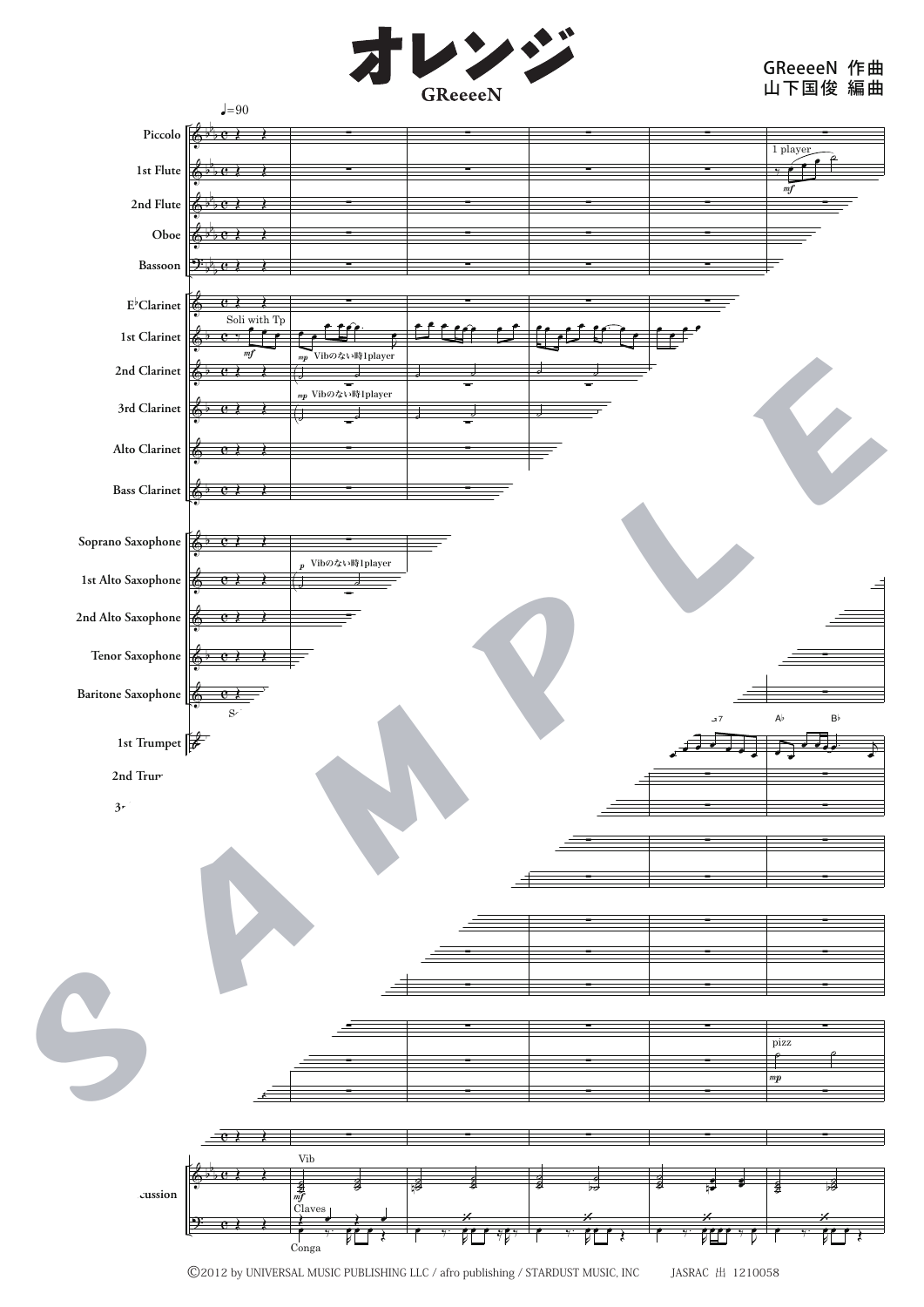# オレンジ

GReeeeN

GReeeeN 作曲
山下国俊 編曲

©2012 by UNIVERSAL MUSIC PUBLISHING LLC / afro publishing / STARDUST MUSIC, INC　　JASRAC 出 1210058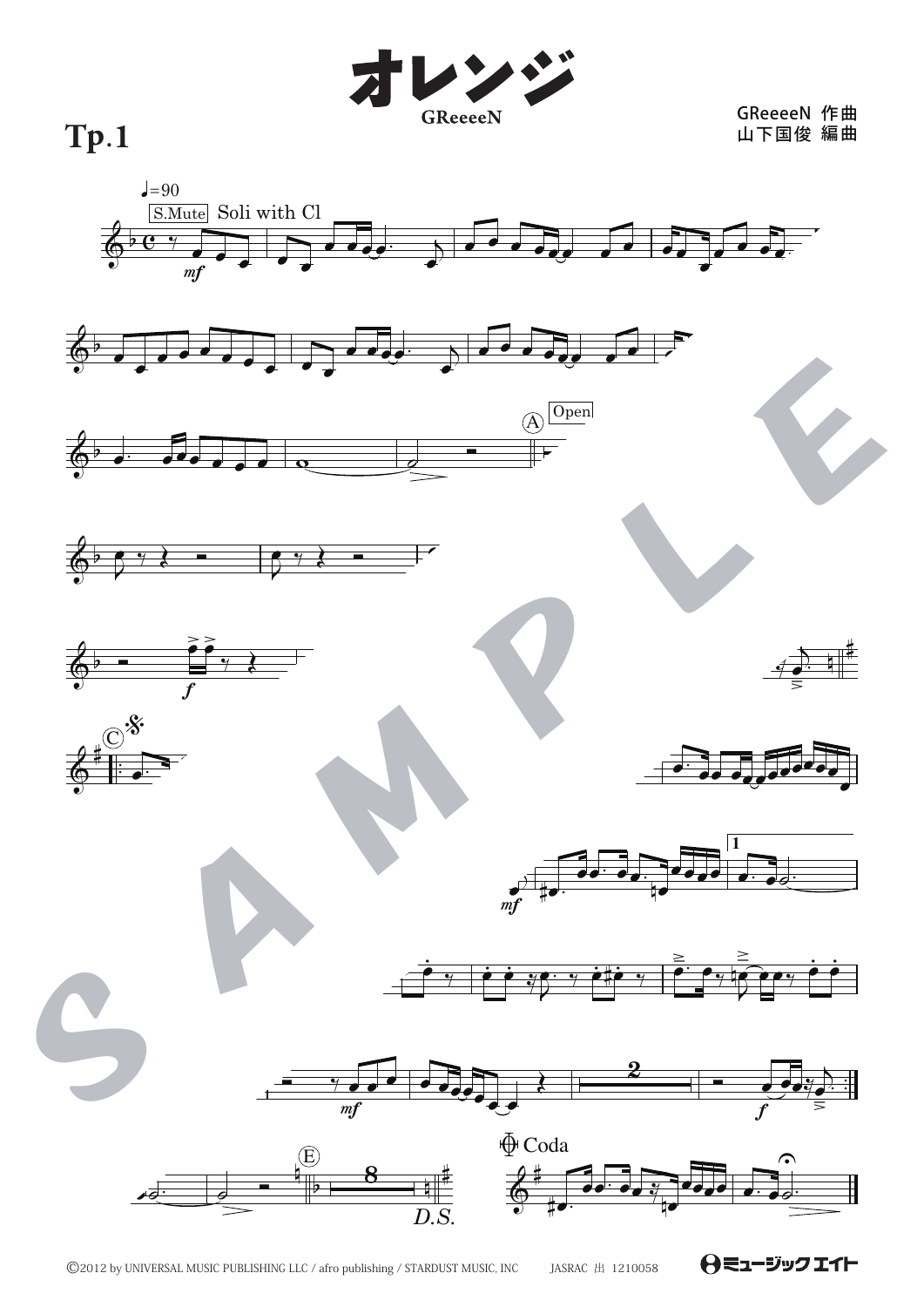# オレンジ

GReeeeN

**Tp.1**

GReeeeN 作曲
山下国俊 編曲

©2012 by UNIVERSAL MUSIC PUBLISHING LLC / afro publishing / STARDUST MUSIC, INC　　JASRAC 出 1210058

ミュージックエイト